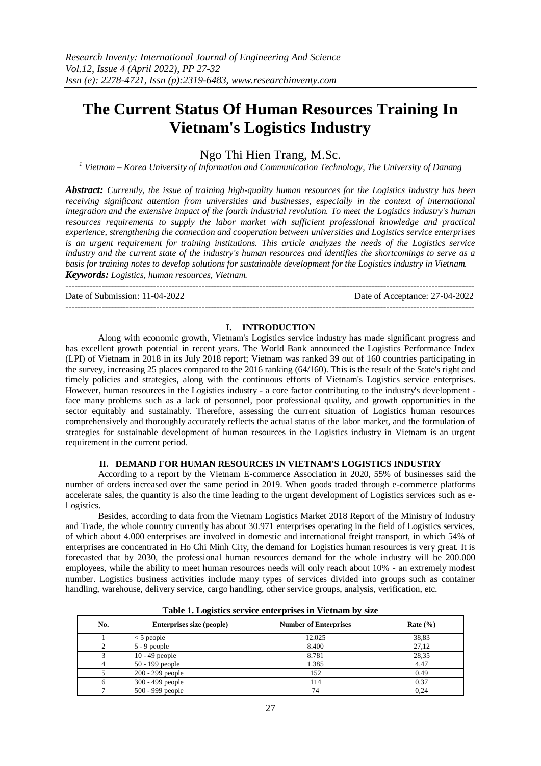# The Current Status Of Human Resources Training In Vietnam's Logistics Industry

Ngo Thi Hien Trang, M.Sc.

[1] *Vietnam – Korea University of Information and Communication Technology, The University of Danang*

***Abstract:*** *Currently, the issue of training high-quality human resources for the Logistics industry has been receiving significant attention from universities and businesses, especially in the context of international integration and the extensive impact of the fourth industrial revolution. To meet the Logistics industry's human resources requirements to supply the labor market with sufficient professional knowledge and practical experience, strengthening the connection and cooperation between universities and Logistics service enterprises is an urgent requirement for training institutions. This article analyzes the needs of the Logistics service industry and the current state of the industry's human resources and identifies the shortcomings to serve as a basis for training notes to develop solutions for sustainable development for the Logistics industry in Vietnam.*

***Keywords:*** *Logistics, human resources, Vietnam.*

---

Date of Submission: 11-04-2022 | Date of Acceptance: 27-04-2022

---

## I. INTRODUCTION

Along with economic growth, Vietnam's Logistics service industry has made significant progress and has excellent growth potential in recent years. The World Bank announced the Logistics Performance Index (LPI) of Vietnam in 2018 in its July 2018 report; Vietnam was ranked 39 out of 160 countries participating in the survey, increasing 25 places compared to the 2016 ranking (64/160). This is the result of the State's right and timely policies and strategies, along with the continuous efforts of Vietnam's Logistics service enterprises. However, human resources in the Logistics industry - a core factor contributing to the industry's development - face many problems such as a lack of personnel, poor professional quality, and growth opportunities in the sector equitably and sustainably. Therefore, assessing the current situation of Logistics human resources comprehensively and thoroughly accurately reflects the actual status of the labor market, and the formulation of strategies for sustainable development of human resources in the Logistics industry in Vietnam is an urgent requirement in the current period.

## II. DEMAND FOR HUMAN RESOURCES IN VIETNAM'S LOGISTICS INDUSTRY

According to a report by the Vietnam E-commerce Association in 2020, 55% of businesses said the number of orders increased over the same period in 2019. When goods traded through e-commerce platforms accelerate sales, the quantity is also the time leading to the urgent development of Logistics services such as e-Logistics.

Besides, according to data from the Vietnam Logistics Market 2018 Report of the Ministry of Industry and Trade, the whole country currently has about 30.971 enterprises operating in the field of Logistics services, of which about 4.000 enterprises are involved in domestic and international freight transport, in which 54% of enterprises are concentrated in Ho Chi Minh City, the demand for Logistics human resources is very great. It is forecasted that by 2030, the professional human resources demand for the whole industry will be 200.000 employees, while the ability to meet human resources needs will only reach about 10% - an extremely modest number. Logistics business activities include many types of services divided into groups such as container handling, warehouse, delivery service, cargo handling, other service groups, analysis, verification, etc.

**Table 1. Logistics service enterprises in Vietnam by size**

| No. | Enterprises size (people) | Number of Enterprises | Rate (%) |
|---|---|---|---|
| 1 | < 5 people | 12.025 | 38,83 |
| 2 | 5 - 9 people | 8.400 | 27,12 |
| 3 | 10 - 49 people | 8.781 | 28,35 |
| 4 | 50 - 199 people | 1.385 | 4,47 |
| 5 | 200 - 299 people | 152 | 0,49 |
| 6 | 300 - 499 people | 114 | 0,37 |
| 7 | 500 - 999 people | 74 | 0,24 |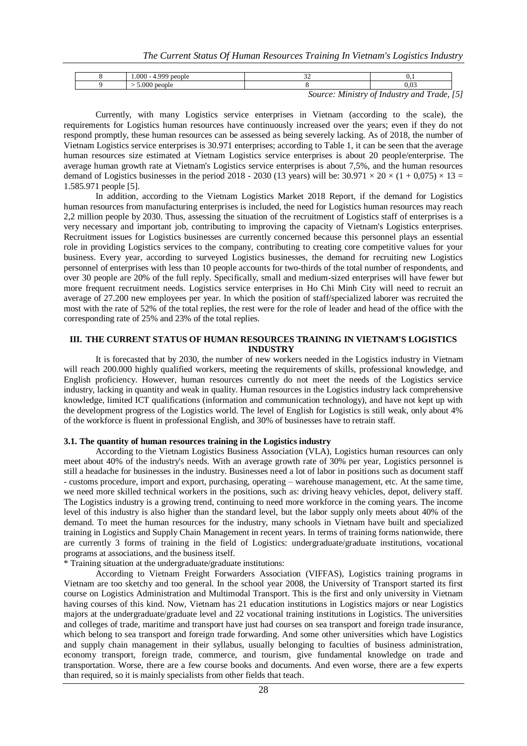| 8 | 1.000 - 4.999 people | 32 | 0,1 |
|---|---|---|---|
| 9 | > 5.000 people | 8 | 0,03 |

*Source: Ministry of Industry and Trade, [5]*

Currently, with many Logistics service enterprises in Vietnam (according to the scale), the requirements for Logistics human resources have continuously increased over the years; even if they do not respond promptly, these human resources can be assessed as being severely lacking. As of 2018, the number of Vietnam Logistics service enterprises is 30.971 enterprises; according to Table 1, it can be seen that the average human resources size estimated at Vietnam Logistics service enterprises is about 20 people/enterprise. The average human growth rate at Vietnam's Logistics service enterprises is about 7,5%, and the human resources demand of Logistics businesses in the period 2018 - 2030 (13 years) will be: $30.971 \times 20 \times (1 + 0,075) \times 13 = 1.585.971$ people [5].

In addition, according to the Vietnam Logistics Market 2018 Report, if the demand for Logistics human resources from manufacturing enterprises is included, the need for Logistics human resources may reach 2,2 million people by 2030. Thus, assessing the situation of the recruitment of Logistics staff of enterprises is a very necessary and important job, contributing to improving the capacity of Vietnam's Logistics enterprises. Recruitment issues for Logistics businesses are currently concerned because this personnel plays an essential role in providing Logistics services to the company, contributing to creating core competitive values for your business. Every year, according to surveyed Logistics businesses, the demand for recruiting new Logistics personnel of enterprises with less than 10 people accounts for two-thirds of the total number of respondents, and over 30 people are 20% of the full reply. Specifically, small and medium-sized enterprises will have fewer but more frequent recruitment needs. Logistics service enterprises in Ho Chi Minh City will need to recruit an average of 27.200 new employees per year. In which the position of staff/specialized laborer was recruited the most with the rate of 52% of the total replies, the rest were for the role of leader and head of the office with the corresponding rate of 25% and 23% of the total replies.

## III. THE CURRENT STATUS OF HUMAN RESOURCES TRAINING IN VIETNAM'S LOGISTICS INDUSTRY

It is forecasted that by 2030, the number of new workers needed in the Logistics industry in Vietnam will reach 200.000 highly qualified workers, meeting the requirements of skills, professional knowledge, and English proficiency. However, human resources currently do not meet the needs of the Logistics service industry, lacking in quantity and weak in quality. Human resources in the Logistics industry lack comprehensive knowledge, limited ICT qualifications (information and communication technology), and have not kept up with the development progress of the Logistics world. The level of English for Logistics is still weak, only about 4% of the workforce is fluent in professional English, and 30% of businesses have to retrain staff.

### 3.1. The quantity of human resources training in the Logistics industry

According to the Vietnam Logistics Business Association (VLA), Logistics human resources can only meet about 40% of the industry's needs. With an average growth rate of 30% per year, Logistics personnel is still a headache for businesses in the industry. Businesses need a lot of labor in positions such as document staff - customs procedure, import and export, purchasing, operating – warehouse management, etc. At the same time, we need more skilled technical workers in the positions, such as: driving heavy vehicles, depot, delivery staff. The Logistics industry is a growing trend, continuing to need more workforce in the coming years. The income level of this industry is also higher than the standard level, but the labor supply only meets about 40% of the demand. To meet the human resources for the industry, many schools in Vietnam have built and specialized training in Logistics and Supply Chain Management in recent years. In terms of training forms nationwide, there are currently 3 forms of training in the field of Logistics: undergraduate/graduate institutions, vocational programs at associations, and the business itself.

* Training situation at the undergraduate/graduate institutions:

According to Vietnam Freight Forwarders Association (VIFFAS), Logistics training programs in Vietnam are too sketchy and too general. In the school year 2008, the University of Transport started its first course on Logistics Administration and Multimodal Transport. This is the first and only university in Vietnam having courses of this kind. Now, Vietnam has 21 education institutions in Logistics majors or near Logistics majors at the undergraduate/graduate level and 22 vocational training institutions in Logistics. The universities and colleges of trade, maritime and transport have just had courses on sea transport and foreign trade insurance, which belong to sea transport and foreign trade forwarding. And some other universities which have Logistics and supply chain management in their syllabus, usually belonging to faculties of business administration, economy transport, foreign trade, commerce, and tourism, give fundamental knowledge on trade and transportation. Worse, there are a few course books and documents. And even worse, there are a few experts than required, so it is mainly specialists from other fields that teach.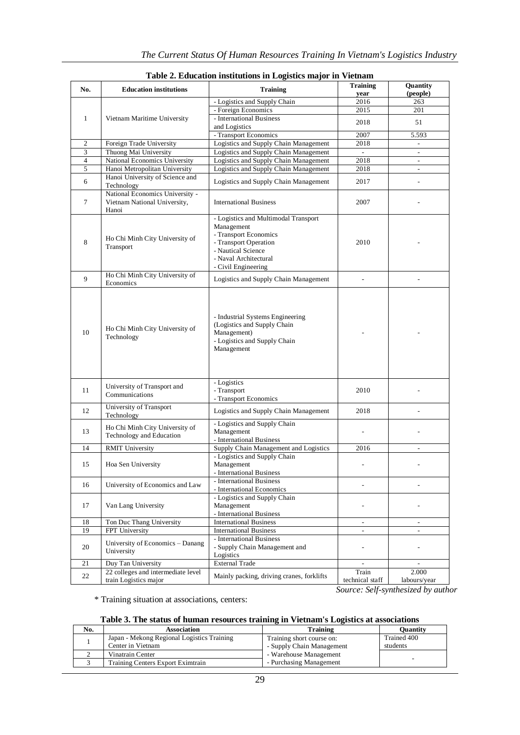**Table 2. Education institutions in Logistics major in Vietnam**

| No. | Education institutions | Training | Training year | Quantity (people) |
|---|---|---|---|---|
| 1 | Vietnam Maritime University | - Logistics and Supply Chain | 2016 | 263 |
| | | - Foreign Economics | 2015 | 201 |
| | | - International Business and Logistics | 2018 | 51 |
| | | - Transport Economics | 2007 | 5.593 |
| 2 | Foreign Trade University | Logistics and Supply Chain Management | 2018 | - |
| 3 | Thuong Mai University | Logistics and Supply Chain Management | - | - |
| 4 | National Economics University | Logistics and Supply Chain Management | 2018 | - |
| 5 | Hanoi Metropolitan University | Logistics and Supply Chain Management | 2018 | - |
| 6 | Hanoi University of Science and Technology | Logistics and Supply Chain Management | 2017 | - |
| 7 | National Economics University - Vietnam National University, Hanoi | International Business | 2007 | - |
| 8 | Ho Chi Minh City University of Transport | - Logistics and Multimodal Transport Management<br>- Transport Economics<br>- Transport Operation<br>- Nautical Science<br>- Naval Architectural<br>- Civil Engineering | 2010 | - |
| 9 | Ho Chi Minh City University of Economics | Logistics and Supply Chain Management | - | - |
| 10 | Ho Chi Minh City University of Technology | - Industrial Systems Engineering (Logistics and Supply Chain Management)<br>- Logistics and Supply Chain Management | - | - |
| 11 | University of Transport and Communications | - Logistics<br>- Transport<br>- Transport Economics | 2010 | - |
| 12 | University of Transport Technology | Logistics and Supply Chain Management | 2018 | - |
| 13 | Ho Chi Minh City University of Technology and Education | - Logistics and Supply Chain Management<br>- International Business | - | - |
| 14 | RMIT University | Supply Chain Management and Logistics | 2016 | - |
| 15 | Hoa Sen University | - Logistics and Supply Chain Management<br>- International Business | - | - |
| 16 | University of Economics and Law | - International Business<br>- International Economics | - | - |
| 17 | Van Lang University | - Logistics and Supply Chain Management<br>- International Business | - | - |
| 18 | Ton Duc Thang University | International Business | - | - |
| 19 | FPT University | International Business | - | - |
| 20 | University of Economics – Danang University | - International Business<br>- Supply Chain Management and Logistics | - | - |
| 21 | Duy Tan University | External Trade | - | - |
| 22 | 22 colleges and intermediate level train Logistics major | Mainly packing, driving cranes, forklifts | Train technical staff | 2.000 labours/year |

*Source: Self-synthesized by author*

\* Training situation at associations, centers:

**Table 3. The status of human resources training in Vietnam's Logistics at associations**

| No. | Association | Training | Quantity |
|---|---|---|---|
| 1 | Japan - Mekong Regional Logistics Training Center in Vietnam | Training short course on:<br>- Supply Chain Management<br>- Warehouse Management<br>- Purchasing Management | Trained 400 students |
| 2 | Vinatrain Center | | - |
| 3 | Training Centers Export Eximtrain | | |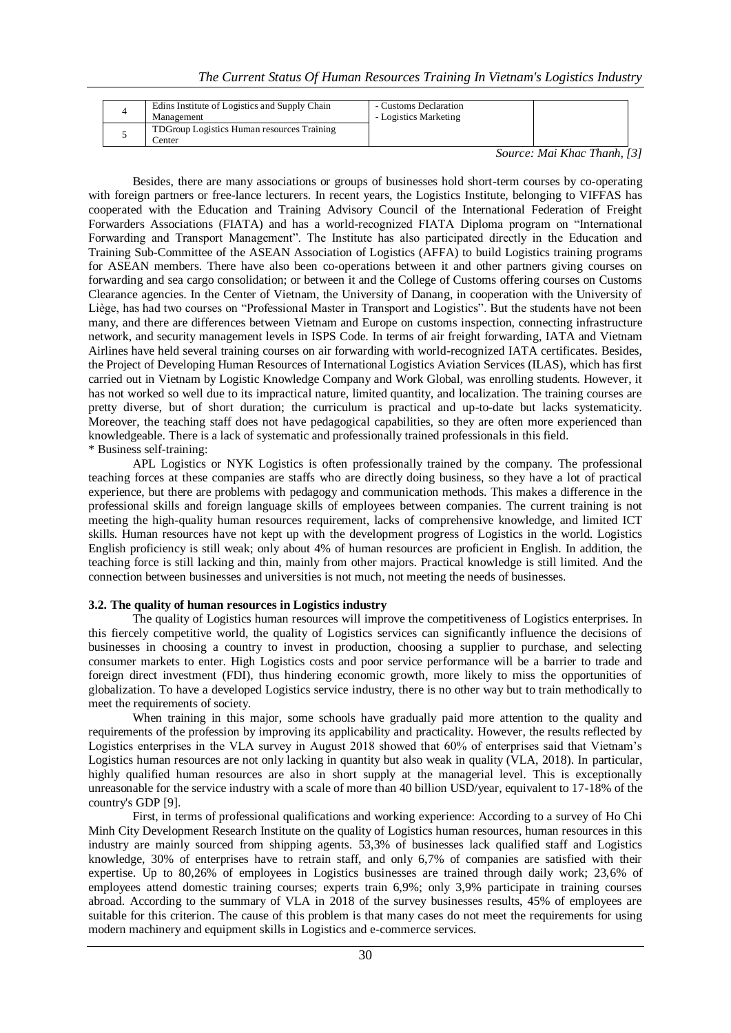| 4 | Edins Institute of Logistics and Supply Chain Management | - Customs Declaration<br>- Logistics Marketing | |
|---|---|---|---|
| 5 | TDGroup Logistics Human resources Training Center | | |

*Source: Mai Khac Thanh, [3]*

Besides, there are many associations or groups of businesses hold short-term courses by co-operating with foreign partners or free-lance lecturers. In recent years, the Logistics Institute, belonging to VIFFAS has cooperated with the Education and Training Advisory Council of the International Federation of Freight Forwarders Associations (FIATA) and has a world-recognized FIATA Diploma program on "International Forwarding and Transport Management". The Institute has also participated directly in the Education and Training Sub-Committee of the ASEAN Association of Logistics (AFFA) to build Logistics training programs for ASEAN members. There have also been co-operations between it and other partners giving courses on forwarding and sea cargo consolidation; or between it and the College of Customs offering courses on Customs Clearance agencies. In the Center of Vietnam, the University of Danang, in cooperation with the University of Liège, has had two courses on "Professional Master in Transport and Logistics". But the students have not been many, and there are differences between Vietnam and Europe on customs inspection, connecting infrastructure network, and security management levels in ISPS Code. In terms of air freight forwarding, IATA and Vietnam Airlines have held several training courses on air forwarding with world-recognized IATA certificates. Besides, the Project of Developing Human Resources of International Logistics Aviation Services (ILAS), which has first carried out in Vietnam by Logistic Knowledge Company and Work Global, was enrolling students. However, it has not worked so well due to its impractical nature, limited quantity, and localization. The training courses are pretty diverse, but of short duration; the curriculum is practical and up-to-date but lacks systematicity. Moreover, the teaching staff does not have pedagogical capabilities, so they are often more experienced than knowledgeable. There is a lack of systematic and professionally trained professionals in this field.

\* Business self-training:

APL Logistics or NYK Logistics is often professionally trained by the company. The professional teaching forces at these companies are staffs who are directly doing business, so they have a lot of practical experience, but there are problems with pedagogy and communication methods. This makes a difference in the professional skills and foreign language skills of employees between companies. The current training is not meeting the high-quality human resources requirement, lacks of comprehensive knowledge, and limited ICT skills. Human resources have not kept up with the development progress of Logistics in the world. Logistics English proficiency is still weak; only about 4% of human resources are proficient in English. In addition, the teaching force is still lacking and thin, mainly from other majors. Practical knowledge is still limited. And the connection between businesses and universities is not much, not meeting the needs of businesses.

### 3.2. The quality of human resources in Logistics industry

The quality of Logistics human resources will improve the competitiveness of Logistics enterprises. In this fiercely competitive world, the quality of Logistics services can significantly influence the decisions of businesses in choosing a country to invest in production, choosing a supplier to purchase, and selecting consumer markets to enter. High Logistics costs and poor service performance will be a barrier to trade and foreign direct investment (FDI), thus hindering economic growth, more likely to miss the opportunities of globalization. To have a developed Logistics service industry, there is no other way but to train methodically to meet the requirements of society.

When training in this major, some schools have gradually paid more attention to the quality and requirements of the profession by improving its applicability and practicality. However, the results reflected by Logistics enterprises in the VLA survey in August 2018 showed that 60% of enterprises said that Vietnam's Logistics human resources are not only lacking in quantity but also weak in quality (VLA, 2018). In particular, highly qualified human resources are also in short supply at the managerial level. This is exceptionally unreasonable for the service industry with a scale of more than 40 billion USD/year, equivalent to 17-18% of the country's GDP [9].

First, in terms of professional qualifications and working experience: According to a survey of Ho Chi Minh City Development Research Institute on the quality of Logistics human resources, human resources in this industry are mainly sourced from shipping agents. 53,3% of businesses lack qualified staff and Logistics knowledge, 30% of enterprises have to retrain staff, and only 6,7% of companies are satisfied with their expertise. Up to 80,26% of employees in Logistics businesses are trained through daily work; 23,6% of employees attend domestic training courses; experts train 6,9%; only 3,9% participate in training courses abroad. According to the summary of VLA in 2018 of the survey businesses results, 45% of employees are suitable for this criterion. The cause of this problem is that many cases do not meet the requirements for using modern machinery and equipment skills in Logistics and e-commerce services.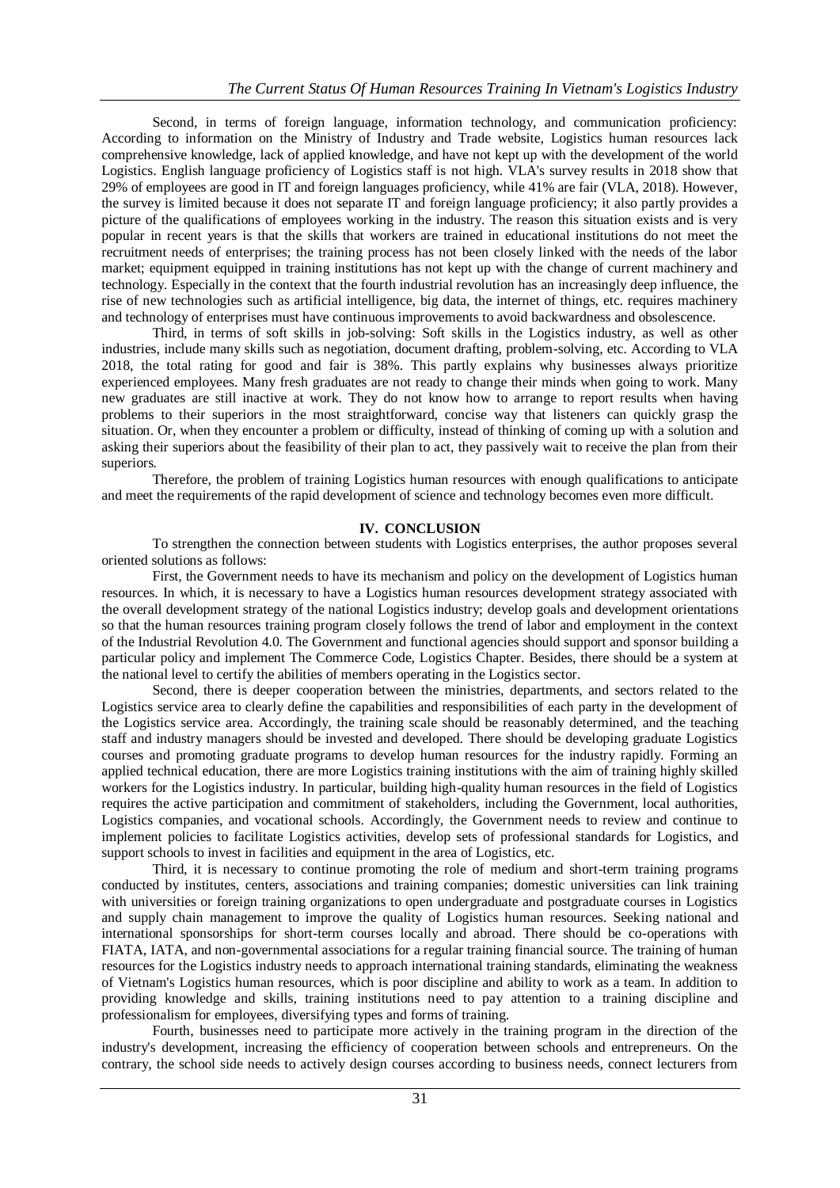Second, in terms of foreign language, information technology, and communication proficiency: According to information on the Ministry of Industry and Trade website, Logistics human resources lack comprehensive knowledge, lack of applied knowledge, and have not kept up with the development of the world Logistics. English language proficiency of Logistics staff is not high. VLA's survey results in 2018 show that 29% of employees are good in IT and foreign languages proficiency, while 41% are fair (VLA, 2018). However, the survey is limited because it does not separate IT and foreign language proficiency; it also partly provides a picture of the qualifications of employees working in the industry. The reason this situation exists and is very popular in recent years is that the skills that workers are trained in educational institutions do not meet the recruitment needs of enterprises; the training process has not been closely linked with the needs of the labor market; equipment equipped in training institutions has not kept up with the change of current machinery and technology. Especially in the context that the fourth industrial revolution has an increasingly deep influence, the rise of new technologies such as artificial intelligence, big data, the internet of things, etc. requires machinery and technology of enterprises must have continuous improvements to avoid backwardness and obsolescence.

Third, in terms of soft skills in job-solving: Soft skills in the Logistics industry, as well as other industries, include many skills such as negotiation, document drafting, problem-solving, etc. According to VLA 2018, the total rating for good and fair is 38%. This partly explains why businesses always prioritize experienced employees. Many fresh graduates are not ready to change their minds when going to work. Many new graduates are still inactive at work. They do not know how to arrange to report results when having problems to their superiors in the most straightforward, concise way that listeners can quickly grasp the situation. Or, when they encounter a problem or difficulty, instead of thinking of coming up with a solution and asking their superiors about the feasibility of their plan to act, they passively wait to receive the plan from their superiors.

Therefore, the problem of training Logistics human resources with enough qualifications to anticipate and meet the requirements of the rapid development of science and technology becomes even more difficult.

## IV. CONCLUSION

To strengthen the connection between students with Logistics enterprises, the author proposes several oriented solutions as follows:

First, the Government needs to have its mechanism and policy on the development of Logistics human resources. In which, it is necessary to have a Logistics human resources development strategy associated with the overall development strategy of the national Logistics industry; develop goals and development orientations so that the human resources training program closely follows the trend of labor and employment in the context of the Industrial Revolution 4.0. The Government and functional agencies should support and sponsor building a particular policy and implement The Commerce Code, Logistics Chapter. Besides, there should be a system at the national level to certify the abilities of members operating in the Logistics sector.

Second, there is deeper cooperation between the ministries, departments, and sectors related to the Logistics service area to clearly define the capabilities and responsibilities of each party in the development of the Logistics service area. Accordingly, the training scale should be reasonably determined, and the teaching staff and industry managers should be invested and developed. There should be developing graduate Logistics courses and promoting graduate programs to develop human resources for the industry rapidly. Forming an applied technical education, there are more Logistics training institutions with the aim of training highly skilled workers for the Logistics industry. In particular, building high-quality human resources in the field of Logistics requires the active participation and commitment of stakeholders, including the Government, local authorities, Logistics companies, and vocational schools. Accordingly, the Government needs to review and continue to implement policies to facilitate Logistics activities, develop sets of professional standards for Logistics, and support schools to invest in facilities and equipment in the area of Logistics, etc.

Third, it is necessary to continue promoting the role of medium and short-term training programs conducted by institutes, centers, associations and training companies; domestic universities can link training with universities or foreign training organizations to open undergraduate and postgraduate courses in Logistics and supply chain management to improve the quality of Logistics human resources. Seeking national and international sponsorships for short-term courses locally and abroad. There should be co-operations with FIATA, IATA, and non-governmental associations for a regular training financial source. The training of human resources for the Logistics industry needs to approach international training standards, eliminating the weakness of Vietnam's Logistics human resources, which is poor discipline and ability to work as a team. In addition to providing knowledge and skills, training institutions need to pay attention to a training discipline and professionalism for employees, diversifying types and forms of training.

Fourth, businesses need to participate more actively in the training program in the direction of the industry's development, increasing the efficiency of cooperation between schools and entrepreneurs. On the contrary, the school side needs to actively design courses according to business needs, connect lecturers from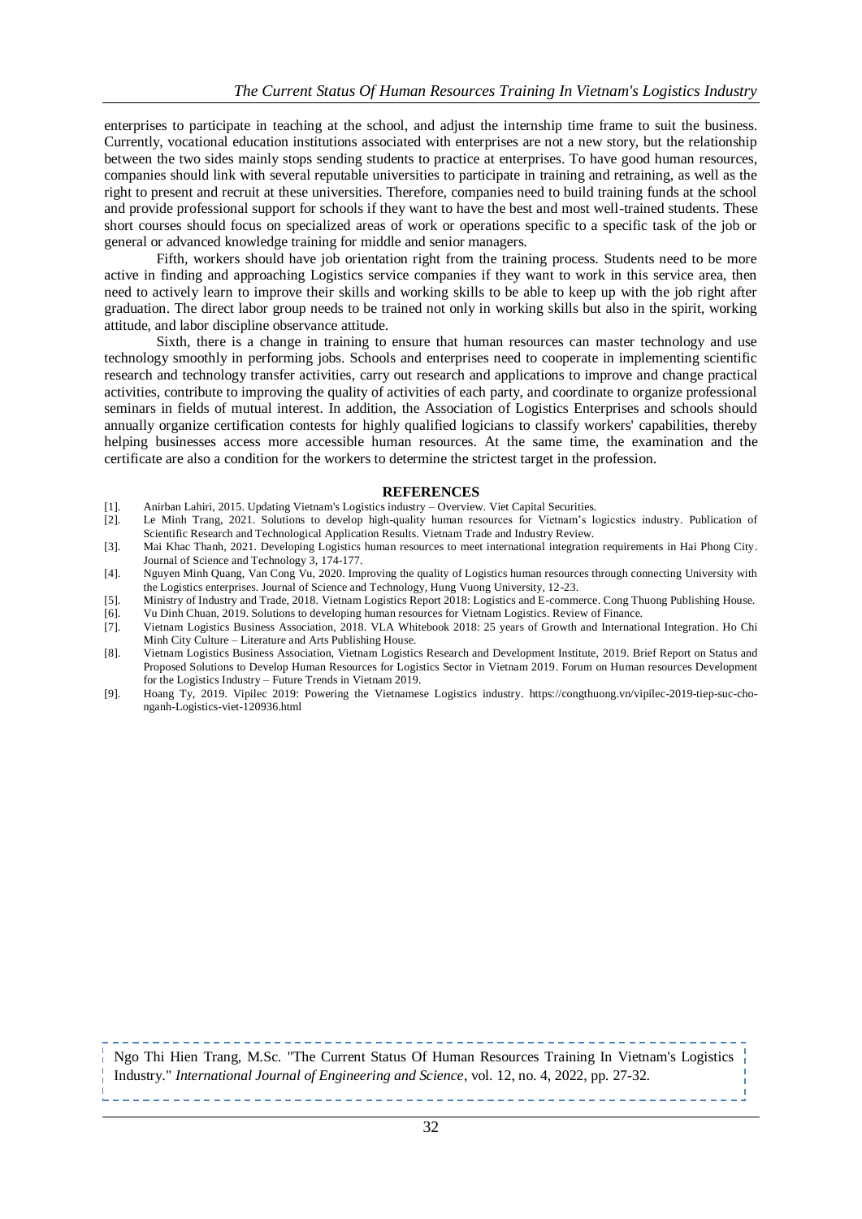enterprises to participate in teaching at the school, and adjust the internship time frame to suit the business. Currently, vocational education institutions associated with enterprises are not a new story, but the relationship between the two sides mainly stops sending students to practice at enterprises. To have good human resources, companies should link with several reputable universities to participate in training and retraining, as well as the right to present and recruit at these universities. Therefore, companies need to build training funds at the school and provide professional support for schools if they want to have the best and most well-trained students. These short courses should focus on specialized areas of work or operations specific to a specific task of the job or general or advanced knowledge training for middle and senior managers.

Fifth, workers should have job orientation right from the training process. Students need to be more active in finding and approaching Logistics service companies if they want to work in this service area, then need to actively learn to improve their skills and working skills to be able to keep up with the job right after graduation. The direct labor group needs to be trained not only in working skills but also in the spirit, working attitude, and labor discipline observance attitude.

Sixth, there is a change in training to ensure that human resources can master technology and use technology smoothly in performing jobs. Schools and enterprises need to cooperate in implementing scientific research and technology transfer activities, carry out research and applications to improve and change practical activities, contribute to improving the quality of activities of each party, and coordinate to organize professional seminars in fields of mutual interest. In addition, the Association of Logistics Enterprises and schools should annually organize certification contests for highly qualified logicians to classify workers' capabilities, thereby helping businesses access more accessible human resources. At the same time, the examination and the certificate are also a condition for the workers to determine the strictest target in the profession.

## REFERENCES

[1]. Anirban Lahiri, 2015. Updating Vietnam's Logistics industry – Overview. Viet Capital Securities.

[2]. Le Minh Trang, 2021. Solutions to develop high-quality human resources for Vietnam's logicstics industry. Publication of Scientific Research and Technological Application Results. Vietnam Trade and Industry Review.

[3]. Mai Khac Thanh, 2021. Developing Logistics human resources to meet international integration requirements in Hai Phong City. Journal of Science and Technology 3, 174-177.

[4]. Nguyen Minh Quang, Van Cong Vu, 2020. Improving the quality of Logistics human resources through connecting University with the Logistics enterprises. Journal of Science and Technology, Hung Vuong University, 12-23.

[5]. Ministry of Industry and Trade, 2018. Vietnam Logistics Report 2018: Logistics and E-commerce. Cong Thuong Publishing House.

[6]. Vu Dinh Chuan, 2019. Solutions to developing human resources for Vietnam Logistics. Review of Finance.

[7]. Vietnam Logistics Business Association, 2018. VLA Whitebook 2018: 25 years of Growth and International Integration. Ho Chi Minh City Culture – Literature and Arts Publishing House.

[8]. Vietnam Logistics Business Association, Vietnam Logistics Research and Development Institute, 2019. Brief Report on Status and Proposed Solutions to Develop Human Resources for Logistics Sector in Vietnam 2019. Forum on Human resources Development for the Logistics Industry – Future Trends in Vietnam 2019.

[9]. Hoang Ty, 2019. Vipilec 2019: Powering the Vietnamese Logistics industry. https://congthuong.vn/vipilec-2019-tiep-suc-cho-nganh-Logistics-viet-120936.html

Ngo Thi Hien Trang, M.Sc. "The Current Status Of Human Resources Training In Vietnam's Logistics Industry." *International Journal of Engineering and Science*, vol. 12, no. 4, 2022, pp. 27-32.